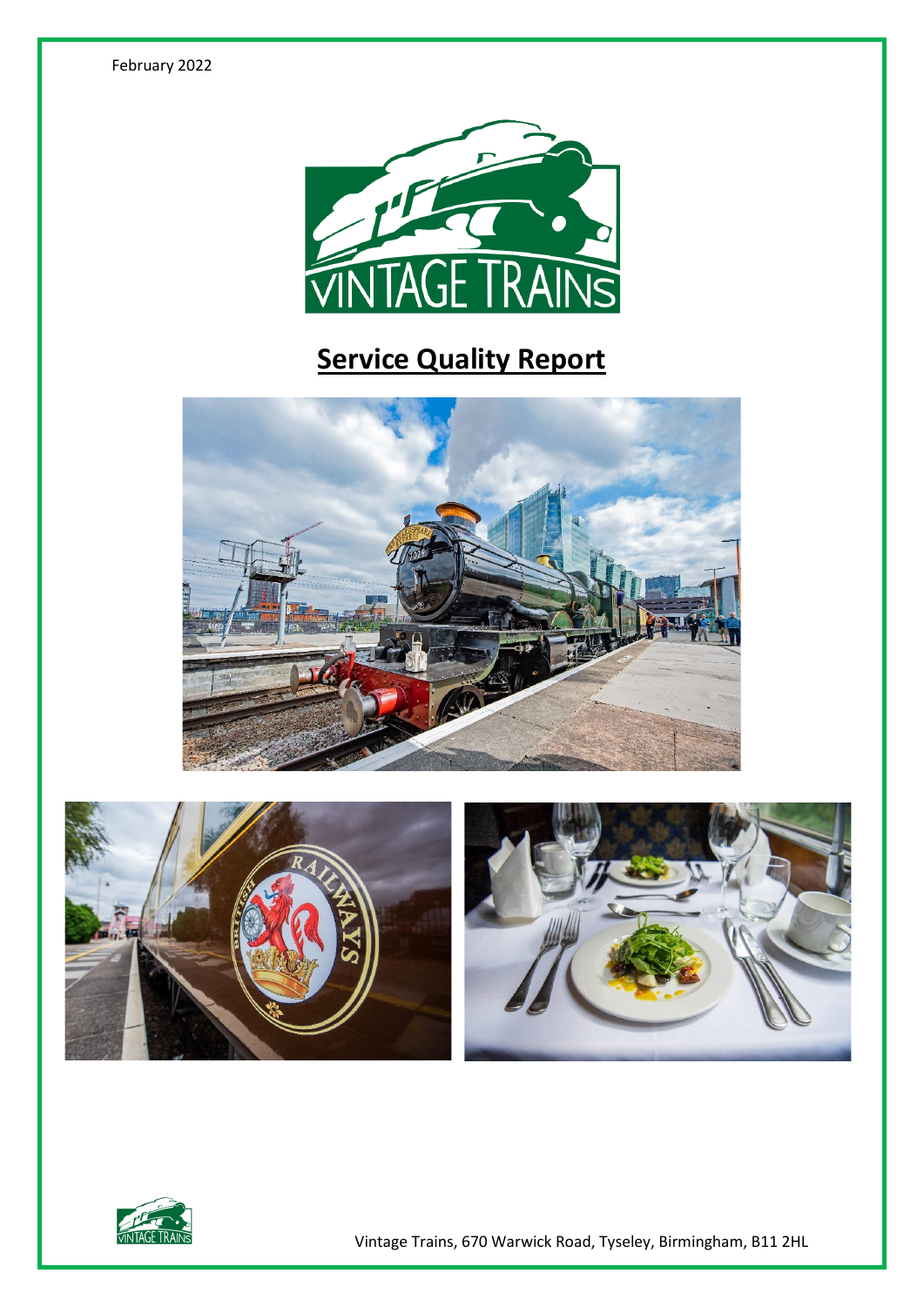February 2022

VINTAGE TRAINS

# Service Quality Report

Vintage Trains, 670 Warwick Road, Tyseley, Birmingham, B11 2HL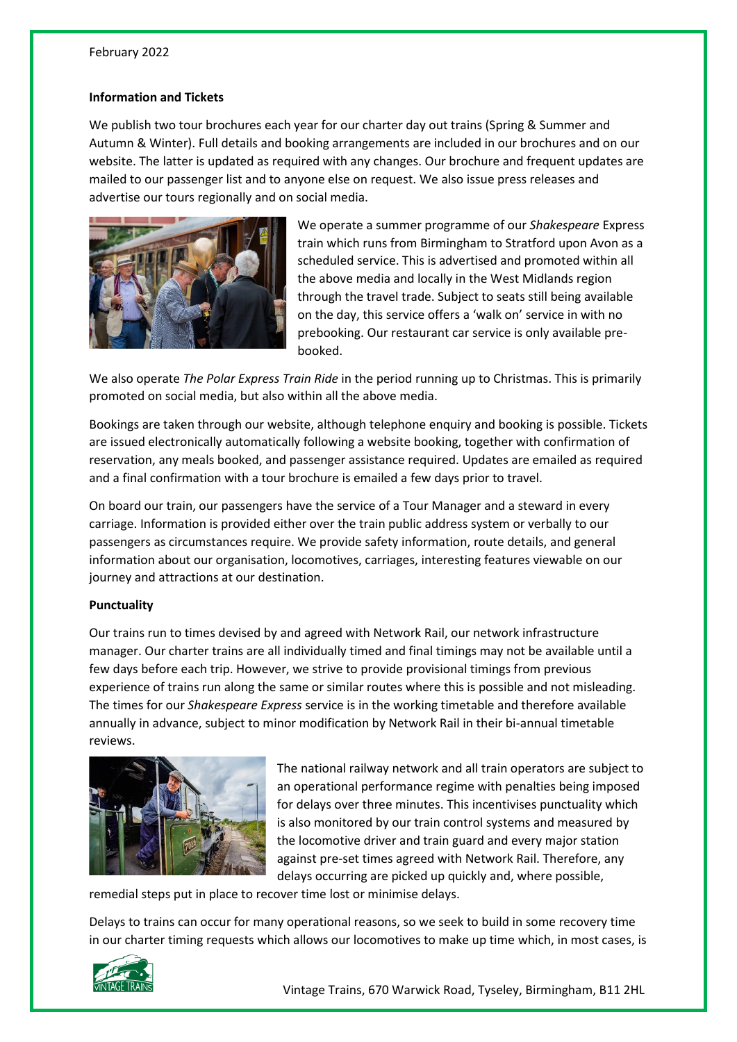February 2022

**Information and Tickets**

We publish two tour brochures each year for our charter day out trains (Spring & Summer and Autumn & Winter). Full details and booking arrangements are included in our brochures and on our website. The latter is updated as required with any changes. Our brochure and frequent updates are mailed to our passenger list and to anyone else on request. We also issue press releases and advertise our tours regionally and on social media.

We operate a summer programme of our *Shakespeare* Express train which runs from Birmingham to Stratford upon Avon as a scheduled service. This is advertised and promoted within all the above media and locally in the West Midlands region through the travel trade. Subject to seats still being available on the day, this service offers a 'walk on' service in with no prebooking. Our restaurant car service is only available pre-booked.

We also operate *The Polar Express Train Ride* in the period running up to Christmas. This is primarily promoted on social media, but also within all the above media.

Bookings are taken through our website, although telephone enquiry and booking is possible. Tickets are issued electronically automatically following a website booking, together with confirmation of reservation, any meals booked, and passenger assistance required. Updates are emailed as required and a final confirmation with a tour brochure is emailed a few days prior to travel.

On board our train, our passengers have the service of a Tour Manager and a steward in every carriage. Information is provided either over the train public address system or verbally to our passengers as circumstances require. We provide safety information, route details, and general information about our organisation, locomotives, carriages, interesting features viewable on our journey and attractions at our destination.

**Punctuality**

Our trains run to times devised by and agreed with Network Rail, our network infrastructure manager. Our charter trains are all individually timed and final timings may not be available until a few days before each trip. However, we strive to provide provisional timings from previous experience of trains run along the same or similar routes where this is possible and not misleading. The times for our *Shakespeare Express* service is in the working timetable and therefore available annually in advance, subject to minor modification by Network Rail in their bi-annual timetable reviews.

The national railway network and all train operators are subject to an operational performance regime with penalties being imposed for delays over three minutes. This incentivises punctuality which is also monitored by our train control systems and measured by the locomotive driver and train guard and every major station against pre-set times agreed with Network Rail. Therefore, any delays occurring are picked up quickly and, where possible, remedial steps put in place to recover time lost or minimise delays.

Delays to trains can occur for many operational reasons, so we seek to build in some recovery time in our charter timing requests which allows our locomotives to make up time which, in most cases, is

Vintage Trains, 670 Warwick Road, Tyseley, Birmingham, B11 2HL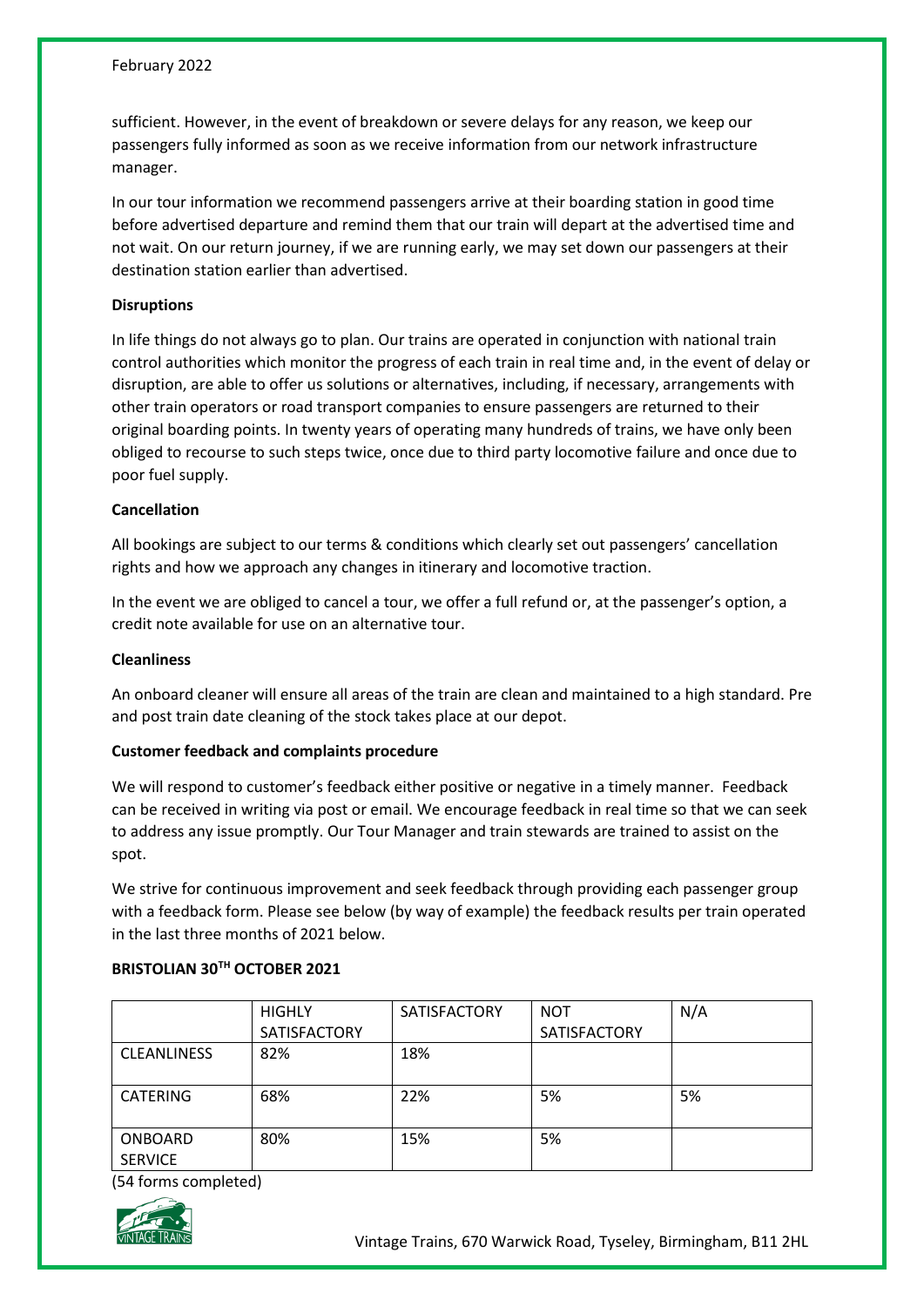February 2022

sufficient. However, in the event of breakdown or severe delays for any reason, we keep our passengers fully informed as soon as we receive information from our network infrastructure manager.

In our tour information we recommend passengers arrive at their boarding station in good time before advertised departure and remind them that our train will depart at the advertised time and not wait. On our return journey, if we are running early, we may set down our passengers at their destination station earlier than advertised.

**Disruptions**

In life things do not always go to plan. Our trains are operated in conjunction with national train control authorities which monitor the progress of each train in real time and, in the event of delay or disruption, are able to offer us solutions or alternatives, including, if necessary, arrangements with other train operators or road transport companies to ensure passengers are returned to their original boarding points. In twenty years of operating many hundreds of trains, we have only been obliged to recourse to such steps twice, once due to third party locomotive failure and once due to poor fuel supply.

**Cancellation**

All bookings are subject to our terms & conditions which clearly set out passengers' cancellation rights and how we approach any changes in itinerary and locomotive traction.

In the event we are obliged to cancel a tour, we offer a full refund or, at the passenger's option, a credit note available for use on an alternative tour.

**Cleanliness**

An onboard cleaner will ensure all areas of the train are clean and maintained to a high standard. Pre and post train date cleaning of the stock takes place at our depot.

**Customer feedback and complaints procedure**

We will respond to customer's feedback either positive or negative in a timely manner. Feedback can be received in writing via post or email. We encourage feedback in real time so that we can seek to address any issue promptly. Our Tour Manager and train stewards are trained to assist on the spot.

We strive for continuous improvement and seek feedback through providing each passenger group with a feedback form. Please see below (by way of example) the feedback results per train operated in the last three months of 2021 below.

**BRISTOLIAN 30TH OCTOBER 2021**

| | HIGHLY SATISFACTORY | SATISFACTORY | NOT SATISFACTORY | N/A |
|---|---|---|---|---|
| CLEANLINESS | 82% | 18% | | |
| CATERING | 68% | 22% | 5% | 5% |
| ONBOARD SERVICE | 80% | 15% | 5% | |

(54 forms completed)

Vintage Trains, 670 Warwick Road, Tyseley, Birmingham, B11 2HL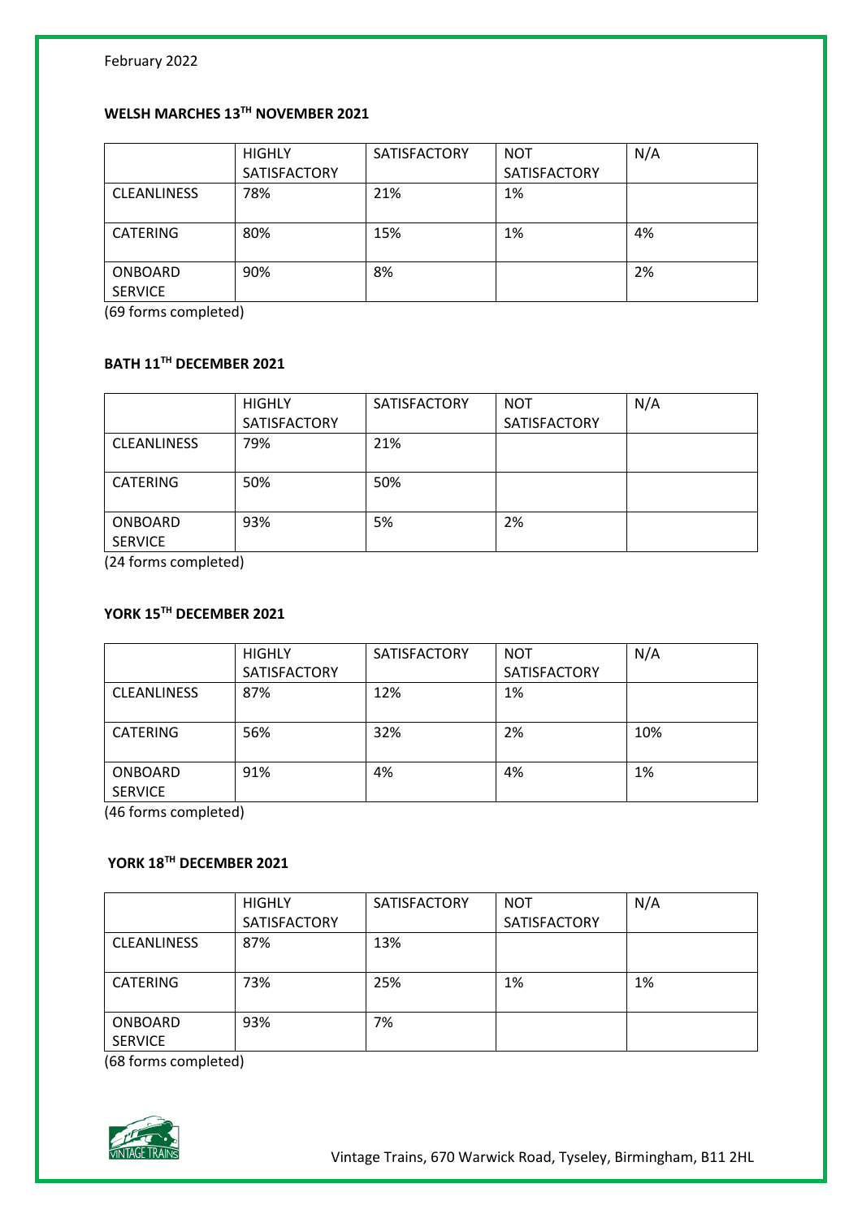February 2022

**WELSH MARCHES 13TH NOVEMBER 2021**

| | HIGHLY SATISFACTORY | SATISFACTORY | NOT SATISFACTORY | N/A |
|---|---|---|---|---|
| CLEANLINESS | 78% | 21% | 1% | |
| CATERING | 80% | 15% | 1% | 4% |
| ONBOARD SERVICE | 90% | 8% | | 2% |

(69 forms completed)

**BATH 11TH DECEMBER 2021**

| | HIGHLY SATISFACTORY | SATISFACTORY | NOT SATISFACTORY | N/A |
|---|---|---|---|---|
| CLEANLINESS | 79% | 21% | | |
| CATERING | 50% | 50% | | |
| ONBOARD SERVICE | 93% | 5% | 2% | |

(24 forms completed)

**YORK 15TH DECEMBER 2021**

| | HIGHLY SATISFACTORY | SATISFACTORY | NOT SATISFACTORY | N/A |
|---|---|---|---|---|
| CLEANLINESS | 87% | 12% | 1% | |
| CATERING | 56% | 32% | 2% | 10% |
| ONBOARD SERVICE | 91% | 4% | 4% | 1% |

(46 forms completed)

**YORK 18TH DECEMBER 2021**

| | HIGHLY SATISFACTORY | SATISFACTORY | NOT SATISFACTORY | N/A |
|---|---|---|---|---|
| CLEANLINESS | 87% | 13% | | |
| CATERING | 73% | 25% | 1% | 1% |
| ONBOARD SERVICE | 93% | 7% | | |

(68 forms completed)

Vintage Trains, 670 Warwick Road, Tyseley, Birmingham, B11 2HL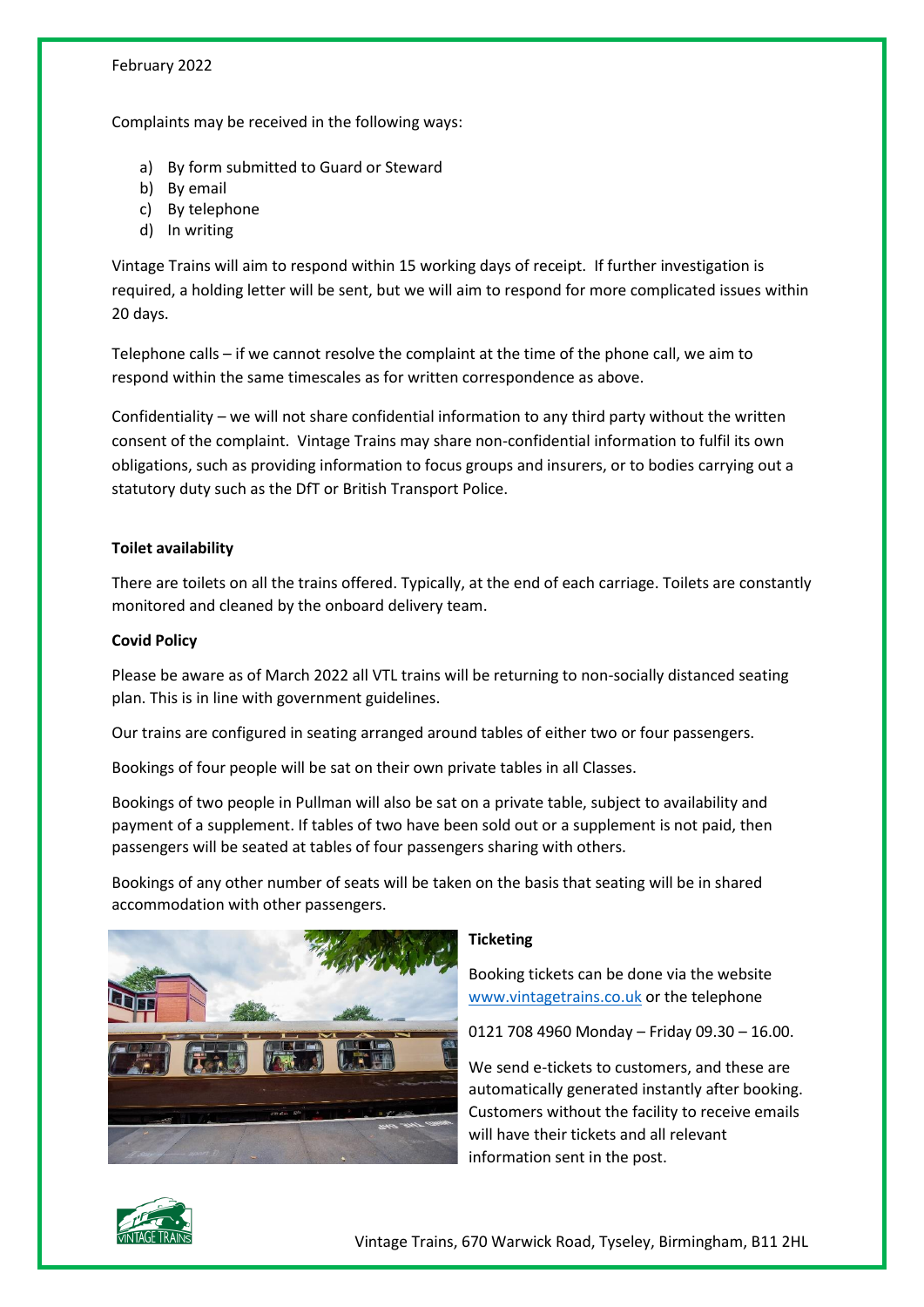February 2022

Complaints may be received in the following ways:

a) By form submitted to Guard or Steward
b) By email
c) By telephone
d) In writing

Vintage Trains will aim to respond within 15 working days of receipt. If further investigation is required, a holding letter will be sent, but we will aim to respond for more complicated issues within 20 days.

Telephone calls – if we cannot resolve the complaint at the time of the phone call, we aim to respond within the same timescales as for written correspondence as above.

Confidentiality – we will not share confidential information to any third party without the written consent of the complaint. Vintage Trains may share non-confidential information to fulfil its own obligations, such as providing information to focus groups and insurers, or to bodies carrying out a statutory duty such as the DfT or British Transport Police.

**Toilet availability**

There are toilets on all the trains offered. Typically, at the end of each carriage. Toilets are constantly monitored and cleaned by the onboard delivery team.

**Covid Policy**

Please be aware as of March 2022 all VTL trains will be returning to non-socially distanced seating plan. This is in line with government guidelines.

Our trains are configured in seating arranged around tables of either two or four passengers.

Bookings of four people will be sat on their own private tables in all Classes.

Bookings of two people in Pullman will also be sat on a private table, subject to availability and payment of a supplement. If tables of two have been sold out or a supplement is not paid, then passengers will be seated at tables of four passengers sharing with others.

Bookings of any other number of seats will be taken on the basis that seating will be in shared accommodation with other passengers.

**Ticketing**

Booking tickets can be done via the website [www.vintagetrains.co.uk](http://www.vintagetrains.co.uk) or the telephone

0121 708 4960 Monday – Friday 09.30 – 16.00.

We send e-tickets to customers, and these are automatically generated instantly after booking. Customers without the facility to receive emails will have their tickets and all relevant information sent in the post.

Vintage Trains, 670 Warwick Road, Tyseley, Birmingham, B11 2HL